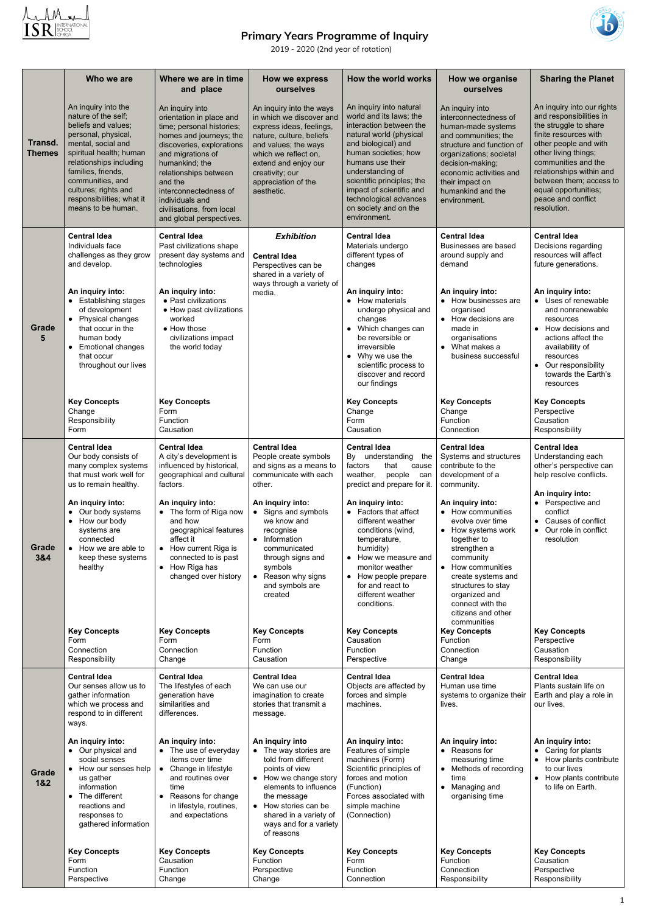# Primary Years Programme of Inquiry

2019 - 2020 (2nd year of rotation)

| | Who we are | Where we are in time and place | How we express ourselves | How the world works | How we organise ourselves | Sharing the Planet |
|---|---|---|---|---|---|---|
| **Transd. Themes** | An inquiry into the nature of the self; beliefs and values; personal, physical, mental, social and spiritual health; human relationships including families, friends, communities, and cultures; rights and responsibilities; what it means to be human. | An inquiry into orientation in place and time; personal histories; homes and journeys; the discoveries, explorations and migrations of humankind; the relationships between and the interconnectedness of individuals and civilisations, from local and global perspectives. | An inquiry into the ways in which we discover and express ideas, feelings, nature, culture, beliefs and values; the ways which we reflect on, extend and enjoy our creativity; our appreciation of the aesthetic. | An inquiry into natural world and its laws; the interaction between the natural world (physical and biological) and human societies; how humans use their understanding of scientific principles; the impact of scientific and technological advances on society and on the environment. | An inquiry into interconnectedness of human-made systems and communities; the structure and function of organizations; societal decision-making; economic activities and their impact on humankind and the environment. | An inquiry into our rights and responsibilities in the struggle to share finite resources with other people and with other living things; communities and the relationships within and between them; access to equal opportunities; peace and conflict resolution. |
| **Grade 5** | **Central Idea**<br>Individuals face challenges as they grow and develop.<br><br>**An inquiry into:**<br>• Establishing stages of development<br>• Physical changes that occur in the human body<br>• Emotional changes that occur throughout our lives<br><br>**Key Concepts**<br>Change<br>Responsibility<br>Form | **Central Idea**<br>Past civilizations shape present day systems and technologies<br><br>**An inquiry into:**<br>• Past civilizations<br>• How past civilizations worked<br>• How those civilizations impact the world today<br><br>**Key Concepts**<br>Form<br>Function<br>Causation | ***Exhibition***<br><br>**Central Idea**<br>Perspectives can be shared in a variety of ways through a variety of media. | **Central Idea**<br>Materials undergo different types of changes<br><br>**An inquiry into:**<br>• How materials undergo physical and changes<br>• Which changes can be reversible or irreversible<br>• Why we use the scientific process to discover and record our findings<br><br>**Key Concepts**<br>Change<br>Form<br>Causation | **Central Idea**<br>Businesses are based around supply and demand<br><br>**An inquiry into:**<br>• How businesses are organised<br>• How decisions are made in organisations<br>• What makes a business successful<br><br>**Key Concepts**<br>Change<br>Function<br>Connection | **Central Idea**<br>Decisions regarding resources will affect future generations.<br><br>**An inquiry into:**<br>• Uses of renewable and nonrenewable resources<br>• How decisions and actions affect the availability of resources<br>• Our responsibility towards the Earth's resources<br><br>**Key Concepts**<br>Perspective<br>Causation<br>Responsibility |
| **Grade 3&4** | **Central Idea**<br>Our body consists of many complex systems that must work well for us to remain healthy.<br><br>**An inquiry into:**<br>• Our body systems<br>• How our body systems are connected<br>• How we are able to keep these systems healthy<br><br>**Key Concepts**<br>Form<br>Connection<br>Responsibility | **Central Idea**<br>A city's development is influenced by historical, geographical and cultural factors.<br><br>**An inquiry into:**<br>• The form of Riga now and how geographical features affect it<br>• How current Riga is connected to is past<br>• How Riga has changed over history<br><br>**Key Concepts**<br>Form<br>Connection<br>Change | **Central Idea**<br>People create symbols and signs as a means to communicate with each other.<br><br>**An inquiry into:**<br>• Signs and symbols we know and recognise<br>• Information communicated through signs and symbols<br>• Reason why signs and symbols are created<br><br>**Key Concepts**<br>Form<br>Function<br>Causation | **Central Idea**<br>By understanding the factors that cause weather, people can predict and prepare for it.<br><br>**An inquiry into:**<br>• Factors that affect different weather conditions (wind, temperature, humidity)<br>• How we measure and monitor weather<br>• How people prepare for and react to different weather conditions.<br><br>**Key Concepts**<br>Causation<br>Function<br>Perspective | **Central Idea**<br>Systems and structures contribute to the development of a community.<br><br>**An inquiry into:**<br>• How communities evolve over time<br>• How systems work together to strengthen a community<br>• How communities create systems and structures to stay organized and connect with the citizens and other communities<br><br>**Key Concepts**<br>Function<br>Connection<br>Change | **Central Idea**<br>Understanding each other's perspective can help resolve conflicts.<br><br>**An inquiry into:**<br>• Perspective and conflict<br>• Causes of conflict<br>• Our role in conflict resolution<br><br>**Key Concepts**<br>Perspective<br>Causation<br>Responsibility |
| **Grade 1&2** | **Central Idea**<br>Our senses allow us to gather information which we process and respond to in different ways.<br><br>**An inquiry into:**<br>• Our physical and social senses<br>• How our senses help us gather information<br>• The different reactions and responses to gathered information<br><br>**Key Concepts**<br>Form<br>Function<br>Perspective | **Central Idea**<br>The lifestyles of each generation have similarities and differences.<br><br>**An inquiry into:**<br>• The use of everyday items over time<br>• Change in lifestyle and routines over time<br>• Reasons for change in lifestyle, routines, and expectations<br><br>**Key Concepts**<br>Causation<br>Function<br>Change | **Central Idea**<br>We can use our imagination to create stories that transmit a message.<br><br>**An inquiry into**<br>• The way stories are told from different points of view<br>• How we change story elements to influence the message<br>• How stories can be shared in a variety of ways and for a variety of reasons<br><br>**Key Concepts**<br>Function<br>Perspective<br>Change | **Central Idea**<br>Objects are affected by forces and simple machines.<br><br>**An inquiry into:**<br>Features of simple machines (Form)<br>Scientific principles of forces and motion (Function)<br>Forces associated with simple machine (Connection)<br><br>**Key Concepts**<br>Form<br>Function<br>Connection | **Central Idea**<br>Human use time systems to organize their lives.<br><br>**An inquiry into:**<br>• Reasons for measuring time<br>• Methods of recording time<br>• Managing and organising time<br><br>**Key Concepts**<br>Function<br>Connection<br>Responsibility | **Central Idea**<br>Plants sustain life on Earth and play a role in our lives.<br><br>**An inquiry into:**<br>• Caring for plants<br>• How plants contribute to our lives<br>• How plants contribute to life on Earth.<br><br>**Key Concepts**<br>Causation<br>Perspective<br>Responsibility |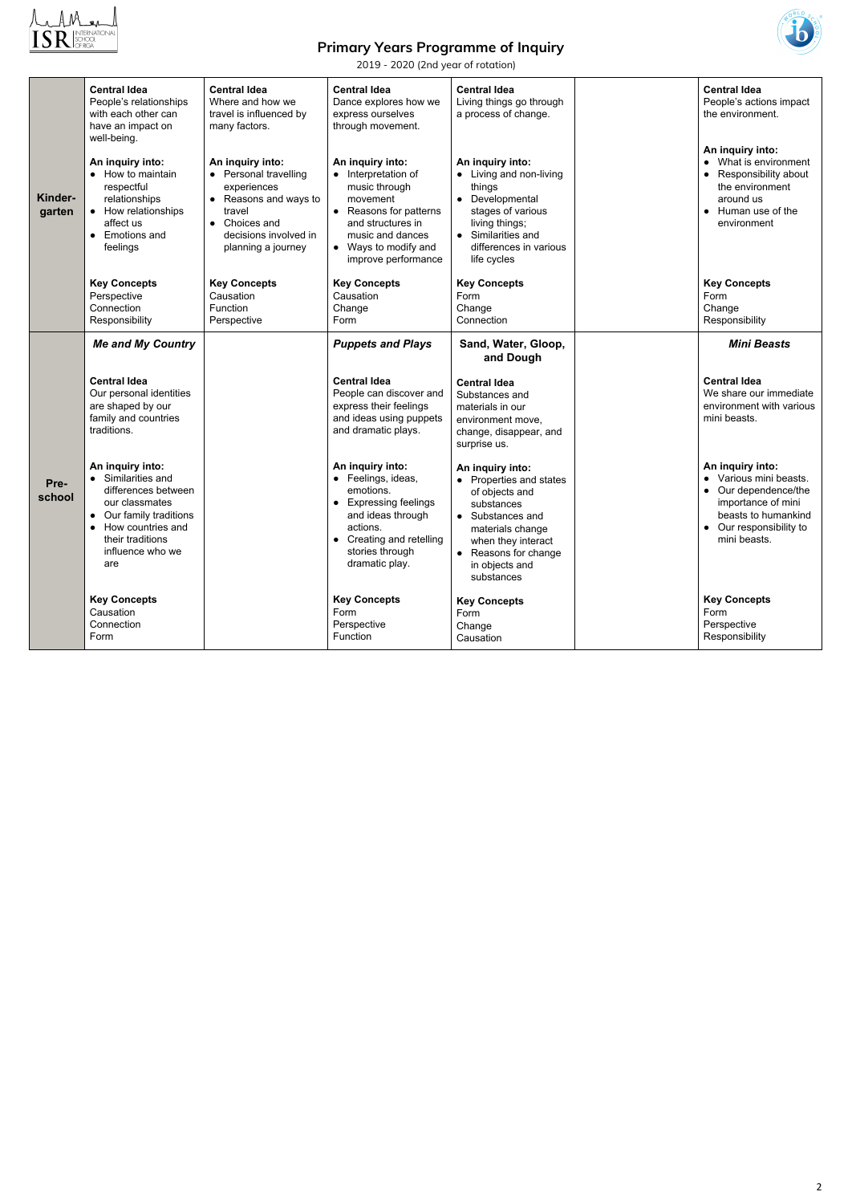# Primary Years Programme of Inquiry

2019 - 2020 (2nd year of rotation)

| | | | | | | |
|---|---|---|---|---|---|---|
| **Kinder-garten** | **Central Idea**<br>People's relationships with each other can have an impact on well-being.<br><br>**An inquiry into:**<br>• How to maintain respectful relationships<br>• How relationships affect us<br>• Emotions and feelings<br><br>**Key Concepts**<br>Perspective<br>Connection<br>Responsibility | **Central Idea**<br>Where and how we travel is influenced by many factors.<br><br>**An inquiry into:**<br>• Personal travelling experiences<br>• Reasons and ways to travel<br>• Choices and decisions involved in planning a journey<br><br>**Key Concepts**<br>Causation<br>Function<br>Perspective | **Central Idea**<br>Dance explores how we express ourselves through movement.<br><br>**An inquiry into:**<br>• Interpretation of music through movement<br>• Reasons for patterns and structures in music and dances<br>• Ways to modify and improve performance<br><br>**Key Concepts**<br>Causation<br>Change<br>Form | **Central Idea**<br>Living things go through a process of change.<br><br>**An inquiry into:**<br>• Living and non-living things<br>• Developmental stages of various living things;<br>• Similarities and differences in various life cycles<br><br>**Key Concepts**<br>Form<br>Change<br>Connection | | **Central Idea**<br>People's actions impact the environment.<br><br>**An inquiry into:**<br>• What is environment<br>• Responsibility about the environment around us<br>• Human use of the environment<br><br>**Key Concepts**<br>Form<br>Change<br>Responsibility |
| **Pre-school** | ***Me and My Country***<br><br>**Central Idea**<br>Our personal identities are shaped by our family and countries traditions.<br><br>**An inquiry into:**<br>• Similarities and differences between our classmates<br>• Our family traditions<br>• How countries and their traditions influence who we are<br><br>**Key Concepts**<br>Causation<br>Connection<br>Form | | ***Puppets and Plays***<br><br>**Central Idea**<br>People can discover and express their feelings and ideas using puppets and dramatic plays.<br><br>**An inquiry into:**<br>• Feelings, ideas, emotions.<br>• Expressing feelings and ideas through actions.<br>• Creating and retelling stories through dramatic play.<br><br>**Key Concepts**<br>Form<br>Perspective<br>Function | **Sand, Water, Gloop, and Dough**<br><br>**Central Idea**<br>Substances and materials in our environment move, change, disappear, and surprise us.<br><br>**An inquiry into:**<br>• Properties and states of objects and substances<br>• Substances and materials change when they interact<br>• Reasons for change in objects and substances<br><br>**Key Concepts**<br>Form<br>Change<br>Causation | | ***Mini Beasts***<br><br>**Central Idea**<br>We share our immediate environment with various mini beasts.<br><br>**An inquiry into:**<br>• Various mini beasts.<br>• Our dependence/the importance of mini beasts to humankind<br>• Our responsibility to mini beasts.<br><br>**Key Concepts**<br>Form<br>Perspective<br>Responsibility |